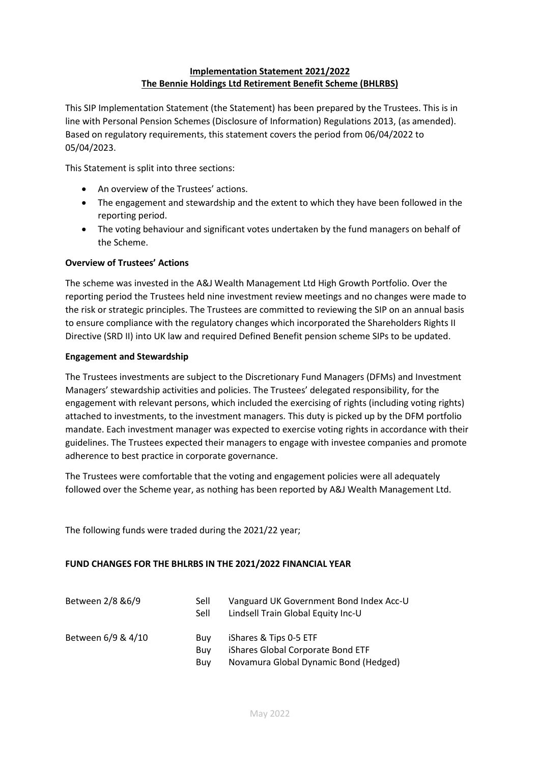# Implementation Statement 2021/2022
# The Bennie Holdings Ltd Retirement Benefit Scheme (BHLRBS)

This SIP Implementation Statement (the Statement) has been prepared by the Trustees. This is in line with Personal Pension Schemes (Disclosure of Information) Regulations 2013, (as amended). Based on regulatory requirements, this statement covers the period from 06/04/2022 to 05/04/2023.

This Statement is split into three sections:

- An overview of the Trustees' actions.
- The engagement and stewardship and the extent to which they have been followed in the reporting period.
- The voting behaviour and significant votes undertaken by the fund managers on behalf of the Scheme.

**Overview of Trustees' Actions**

The scheme was invested in the A&J Wealth Management Ltd High Growth Portfolio. Over the reporting period the Trustees held nine investment review meetings and no changes were made to the risk or strategic principles. The Trustees are committed to reviewing the SIP on an annual basis to ensure compliance with the regulatory changes which incorporated the Shareholders Rights II Directive (SRD II) into UK law and required Defined Benefit pension scheme SIPs to be updated.

**Engagement and Stewardship**

The Trustees investments are subject to the Discretionary Fund Managers (DFMs) and Investment Managers' stewardship activities and policies. The Trustees' delegated responsibility, for the engagement with relevant persons, which included the exercising of rights (including voting rights) attached to investments, to the investment managers. This duty is picked up by the DFM portfolio mandate. Each investment manager was expected to exercise voting rights in accordance with their guidelines. The Trustees expected their managers to engage with investee companies and promote adherence to best practice in corporate governance.

The Trustees were comfortable that the voting and engagement policies were all adequately followed over the Scheme year, as nothing has been reported by A&J Wealth Management Ltd.

The following funds were traded during the 2021/22 year;

**FUND CHANGES FOR THE BHLRBS IN THE 2021/2022 FINANCIAL YEAR**

| | | |
|---|---|---|
| Between 2/8 &6/9 | Sell | Vanguard UK Government Bond Index Acc-U |
| | Sell | Lindsell Train Global Equity Inc-U |
| Between 6/9 & 4/10 | Buy | iShares & Tips 0-5 ETF |
| | Buy | iShares Global Corporate Bond ETF |
| | Buy | Novamura Global Dynamic Bond (Hedged) |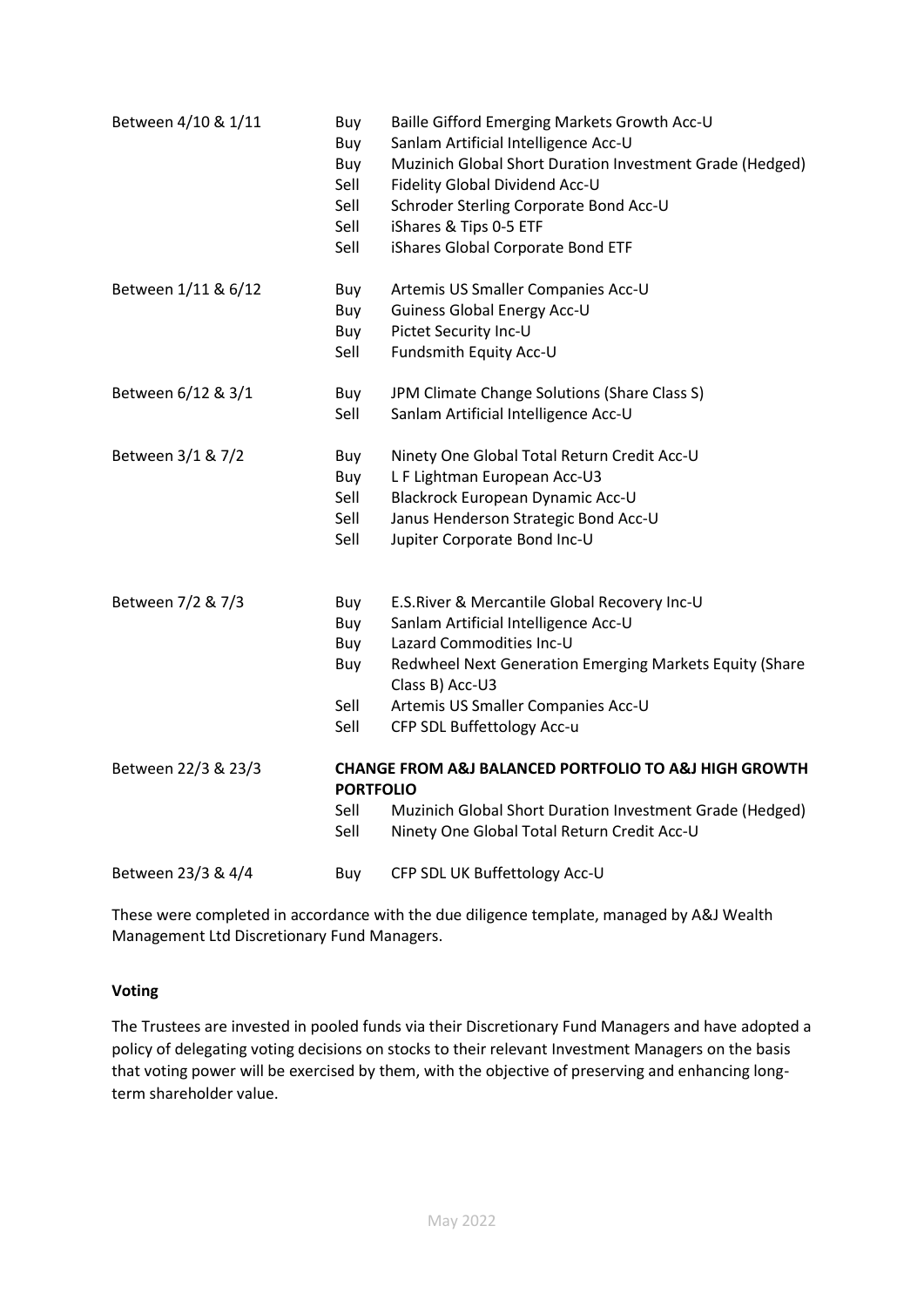| | | |
|---|---|---|
| Between 4/10 & 1/11 | Buy | Baille Gifford Emerging Markets Growth Acc-U |
| | Buy | Sanlam Artificial Intelligence Acc-U |
| | Buy | Muzinich Global Short Duration Investment Grade (Hedged) |
| | Sell | Fidelity Global Dividend Acc-U |
| | Sell | Schroder Sterling Corporate Bond Acc-U |
| | Sell | iShares & Tips 0-5 ETF |
| | Sell | iShares Global Corporate Bond ETF |
| Between 1/11 & 6/12 | Buy | Artemis US Smaller Companies Acc-U |
| | Buy | Guiness Global Energy Acc-U |
| | Buy | Pictet Security Inc-U |
| | Sell | Fundsmith Equity Acc-U |
| Between 6/12 & 3/1 | Buy | JPM Climate Change Solutions (Share Class S) |
| | Sell | Sanlam Artificial Intelligence Acc-U |
| Between 3/1 & 7/2 | Buy | Ninety One Global Total Return Credit Acc-U |
| | Buy | L F Lightman European Acc-U3 |
| | Sell | Blackrock European Dynamic Acc-U |
| | Sell | Janus Henderson Strategic Bond Acc-U |
| | Sell | Jupiter Corporate Bond Inc-U |
| Between 7/2 & 7/3 | Buy | E.S.River & Mercantile Global Recovery Inc-U |
| | Buy | Sanlam Artificial Intelligence Acc-U |
| | Buy | Lazard Commodities Inc-U |
| | Buy | Redwheel Next Generation Emerging Markets Equity (Share Class B) Acc-U3 |
| | Sell | Artemis US Smaller Companies Acc-U |
| | Sell | CFP SDL Buffettology Acc-u |
| Between 22/3 & 23/3 | **CHANGE FROM A&J BALANCED PORTFOLIO TO A&J HIGH GROWTH PORTFOLIO** | |
| | Sell | Muzinich Global Short Duration Investment Grade (Hedged) |
| | Sell | Ninety One Global Total Return Credit Acc-U |
| Between 23/3 & 4/4 | Buy | CFP SDL UK Buffettology Acc-U |

These were completed in accordance with the due diligence template, managed by A&J Wealth Management Ltd Discretionary Fund Managers.

**Voting**

The Trustees are invested in pooled funds via their Discretionary Fund Managers and have adopted a policy of delegating voting decisions on stocks to their relevant Investment Managers on the basis that voting power will be exercised by them, with the objective of preserving and enhancing long-term shareholder value.